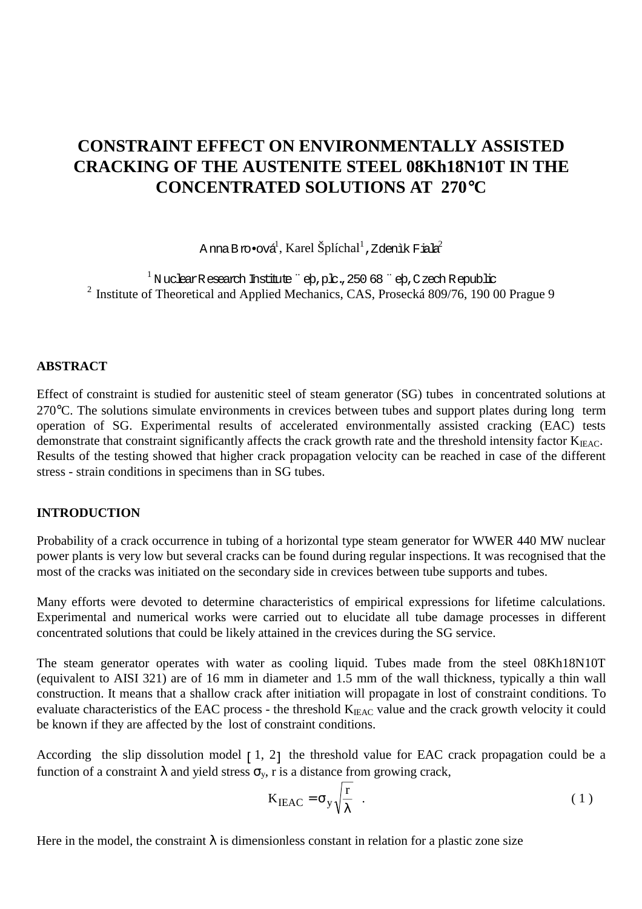# CONSTRAINT EFFECT ON ENVIRONMENTALLY ASSISTED CRACKING OF THE AUSTENITE STEEL 08Kh18N10T IN THE CONCENTRATED SOLUTIONS AT 270°C

Anna Bro•ová[1], Karel Šplíchal[1], Zdeněk Fiala[2]

[1] Nuclear Research Institute Řež, plc., 250 68 Řež, Czech Republic
[2] Institute of Theoretical and Applied Mechanics, CAS, Prosecká 809/76, 190 00 Prague 9

## ABSTRACT

Effect of constraint is studied for austenitic steel of steam generator (SG) tubes in concentrated solutions at 270°C. The solutions simulate environments in crevices between tubes and support plates during long term operation of SG. Experimental results of accelerated environmentally assisted cracking (EAC) tests demonstrate that constraint significantly affects the crack growth rate and the threshold intensity factor $K_{IEAC}$. Results of the testing showed that higher crack propagation velocity can be reached in case of the different stress - strain conditions in specimens than in SG tubes.

## INTRODUCTION

Probability of a crack occurrence in tubing of a horizontal type steam generator for WWER 440 MW nuclear power plants is very low but several cracks can be found during regular inspections. It was recognised that the most of the cracks was initiated on the secondary side in crevices between tube supports and tubes.

Many efforts were devoted to determine characteristics of empirical expressions for lifetime calculations. Experimental and numerical works were carried out to elucidate all tube damage processes in different concentrated solutions that could be likely attained in the crevices during the SG service.

The steam generator operates with water as cooling liquid. Tubes made from the steel 08Kh18N10T (equivalent to AISI 321) are of 16 mm in diameter and 1.5 mm of the wall thickness, typically a thin wall construction. It means that a shallow crack after initiation will propagate in lost of constraint conditions. To evaluate characteristics of the EAC process - the threshold $K_{IEAC}$ value and the crack growth velocity it could be known if they are affected by the lost of constraint conditions.

According the slip dissolution model [1, 2] the threshold value for EAC crack propagation could be a function of a constraint $\lambda$ and yield stress $\sigma_y$, r is a distance from growing crack,

$$K_{IEAC} = \sigma_y \sqrt{\frac{r}{\lambda}} \quad . \qquad (1)$$

Here in the model, the constraint $\lambda$ is dimensionless constant in relation for a plastic zone size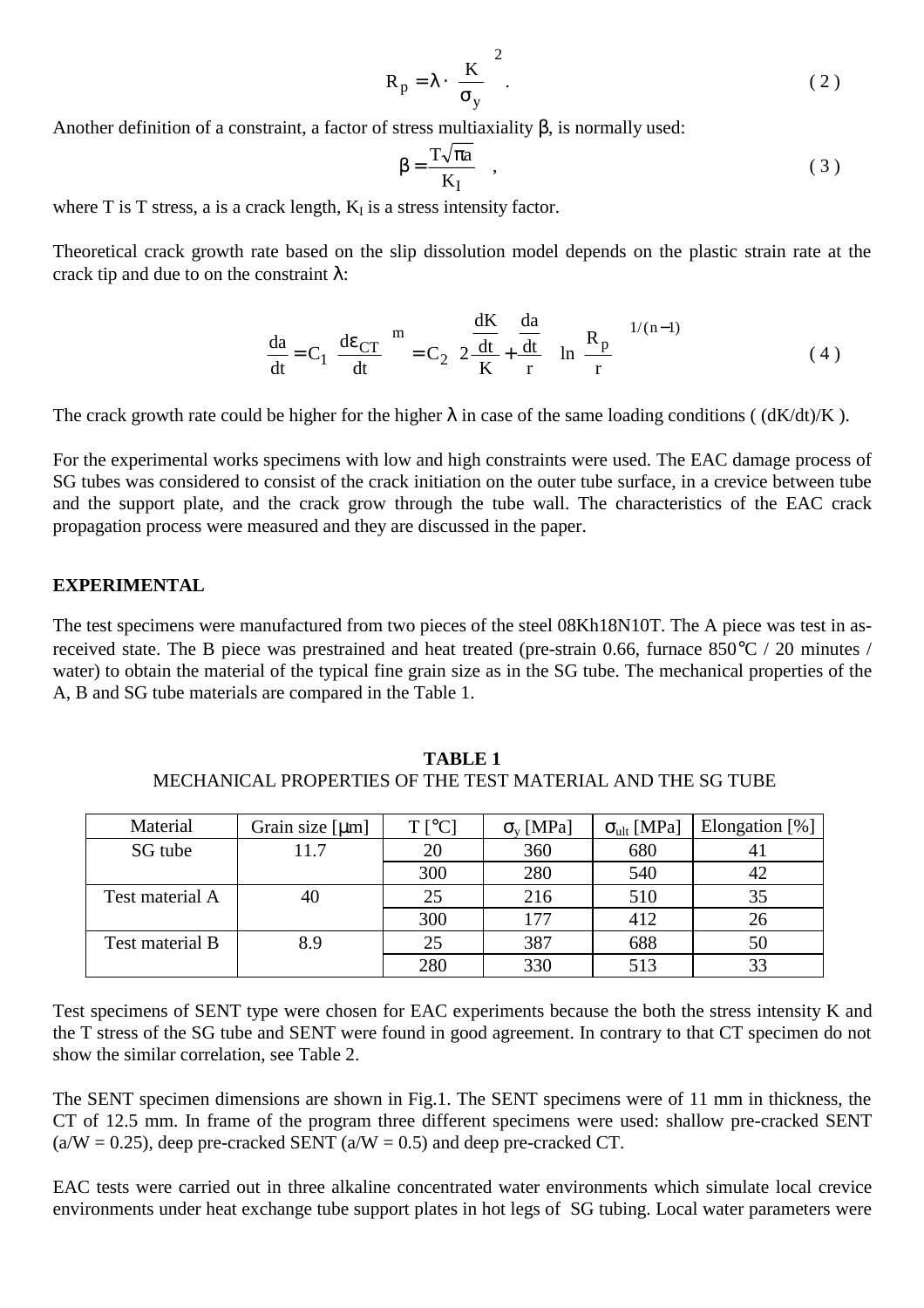$$R_p = \lambda \cdot \left(\frac{K}{\sigma_y}\right)^2 . \tag{2}$$

Another definition of a constraint, a factor of stress multiaxiality β, is normally used:

$$\beta = \frac{T\sqrt{\pi a}}{K_I} \quad , \tag{3}$$

where T is T stress, a is a crack length, $K_I$ is a stress intensity factor.

Theoretical crack growth rate based on the slip dissolution model depends on the plastic strain rate at the crack tip and due to on the constraint λ:

$$\frac{da}{dt} = C_1 \left(\frac{d\varepsilon_{CT}}{dt}\right)^m = C_2 \left(2\frac{\frac{dK}{dt}}{K} + \frac{\frac{da}{dt}}{r} \ln\left(\frac{R_p}{r}\right)\right)^{1/(n-1)} \tag{4}$$

The crack growth rate could be higher for the higher λ in case of the same loading conditions ( (dK/dt)/K ).

For the experimental works specimens with low and high constraints were used. The EAC damage process of SG tubes was considered to consist of the crack initiation on the outer tube surface, in a crevice between tube and the support plate, and the crack grow through the tube wall. The characteristics of the EAC crack propagation process were measured and they are discussed in the paper.

## EXPERIMENTAL

The test specimens were manufactured from two pieces of the steel 08Kh18N10T. The A piece was test in as-received state. The B piece was prestrained and heat treated (pre-strain 0.66, furnace 850°C / 20 minutes / water) to obtain the material of the typical fine grain size as in the SG tube. The mechanical properties of the A, B and SG tube materials are compared in the Table 1.

**TABLE 1**
MECHANICAL PROPERTIES OF THE TEST MATERIAL AND THE SG TUBE

| Material | Grain size [μm] | T [°C] | $\sigma_y$ [MPa] | $\sigma_{ult}$ [MPa] | Elongation [%] |
|---|---|---|---|---|---|
| SG tube | 11.7 | 20 | 360 | 680 | 41 |
| | | 300 | 280 | 540 | 42 |
| Test material A | 40 | 25 | 216 | 510 | 35 |
| | | 300 | 177 | 412 | 26 |
| Test material B | 8.9 | 25 | 387 | 688 | 50 |
| | | 280 | 330 | 513 | 33 |

Test specimens of SENT type were chosen for EAC experiments because the both the stress intensity K and the T stress of the SG tube and SENT were found in good agreement. In contrary to that CT specimen do not show the similar correlation, see Table 2.

The SENT specimen dimensions are shown in Fig.1. The SENT specimens were of 11 mm in thickness, the CT of 12.5 mm. In frame of the program three different specimens were used: shallow pre-cracked SENT (a/W = 0.25), deep pre-cracked SENT (a/W = 0.5) and deep pre-cracked CT.

EAC tests were carried out in three alkaline concentrated water environments which simulate local crevice environments under heat exchange tube support plates in hot legs of SG tubing. Local water parameters were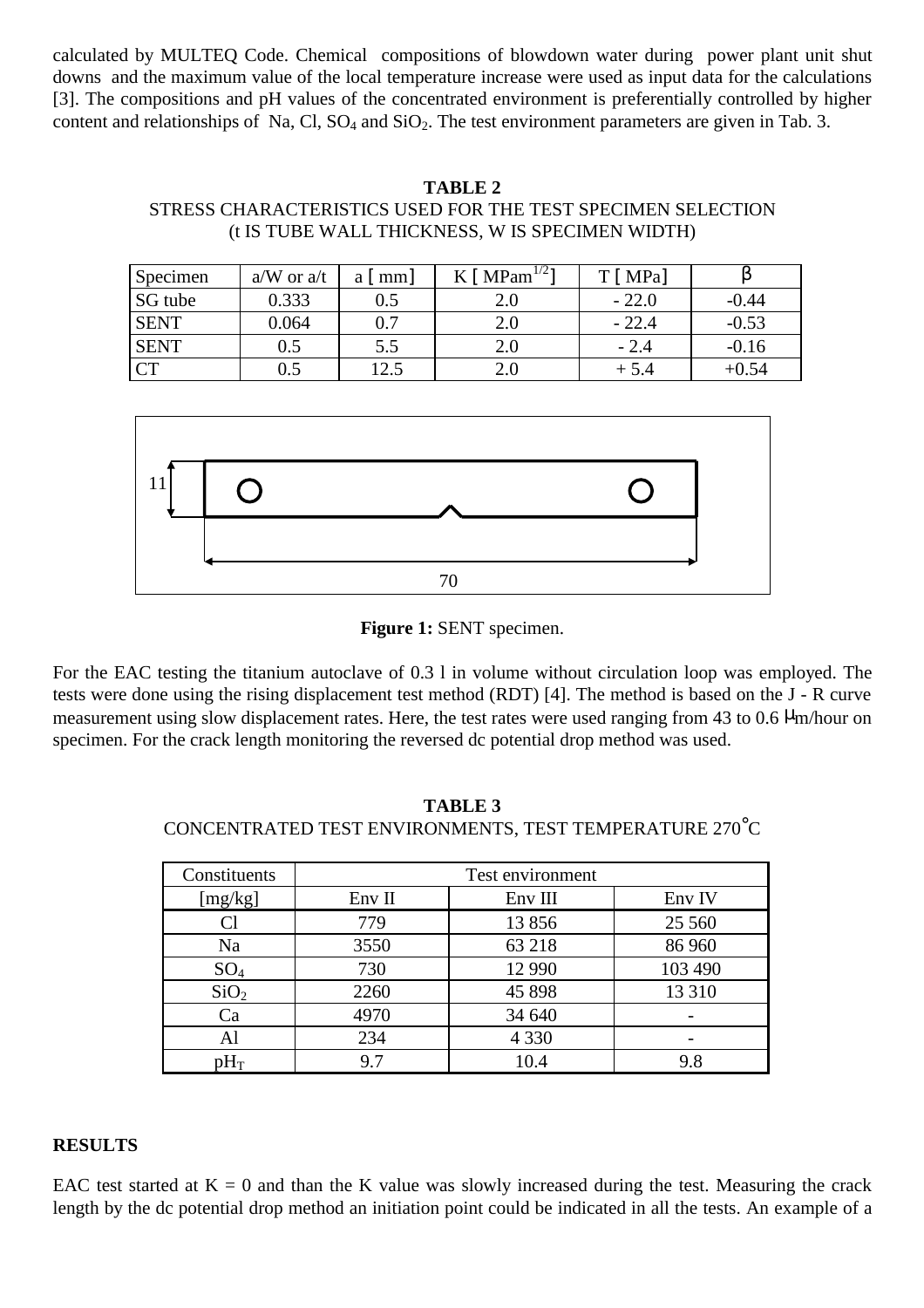calculated by MULTEQ Code. Chemical compositions of blowdown water during power plant unit shut downs and the maximum value of the local temperature increase were used as input data for the calculations [3]. The compositions and pH values of the concentrated environment is preferentially controlled by higher content and relationships of Na, Cl, $SO_4$ and $SiO_2$. The test environment parameters are given in Tab. 3.

**TABLE 2**
STRESS CHARACTERISTICS USED FOR THE TEST SPECIMEN SELECTION
(t IS TUBE WALL THICKNESS, W IS SPECIMEN WIDTH)

| Specimen | a/W or a/t | a [ mm] | K [ $MPam^{1/2}$] | T [ MPa] | β |
|---|---|---|---|---|---|
| SG tube | 0.333 | 0.5 | 2.0 | - 22.0 | -0.44 |
| SENT | 0.064 | 0.7 | 2.0 | - 22.4 | -0.53 |
| SENT | 0.5 | 5.5 | 2.0 | - 2.4 | -0.16 |
| CT | 0.5 | 12.5 | 2.0 | + 5.4 | +0.54 |

**Figure 1:** SENT specimen.

For the EAC testing the titanium autoclave of 0.3 l in volume without circulation loop was employed. The tests were done using the rising displacement test method (RDT) [4]. The method is based on the J - R curve measurement using slow displacement rates. Here, the test rates were used ranging from 43 to 0.6 μm/hour on specimen. For the crack length monitoring the reversed dc potential drop method was used.

**TABLE 3**
CONCENTRATED TEST ENVIRONMENTS, TEST TEMPERATURE 270°C

| Constituents | Test environment | | |
|---|---|---|---|
| [mg/kg] | Env II | Env III | Env IV |
| Cl | 779 | 13 856 | 25 560 |
| Na | 3550 | 63 218 | 86 960 |
| $SO_4$ | 730 | 12 990 | 103 490 |
| $SiO_2$ | 2260 | 45 898 | 13 310 |
| Ca | 4970 | 34 640 | - |
| Al | 234 | 4 330 | - |
| $pH_T$ | 9.7 | 10.4 | 9.8 |

**RESULTS**

EAC test started at K = 0 and than the K value was slowly increased during the test. Measuring the crack length by the dc potential drop method an initiation point could be indicated in all the tests. An example of a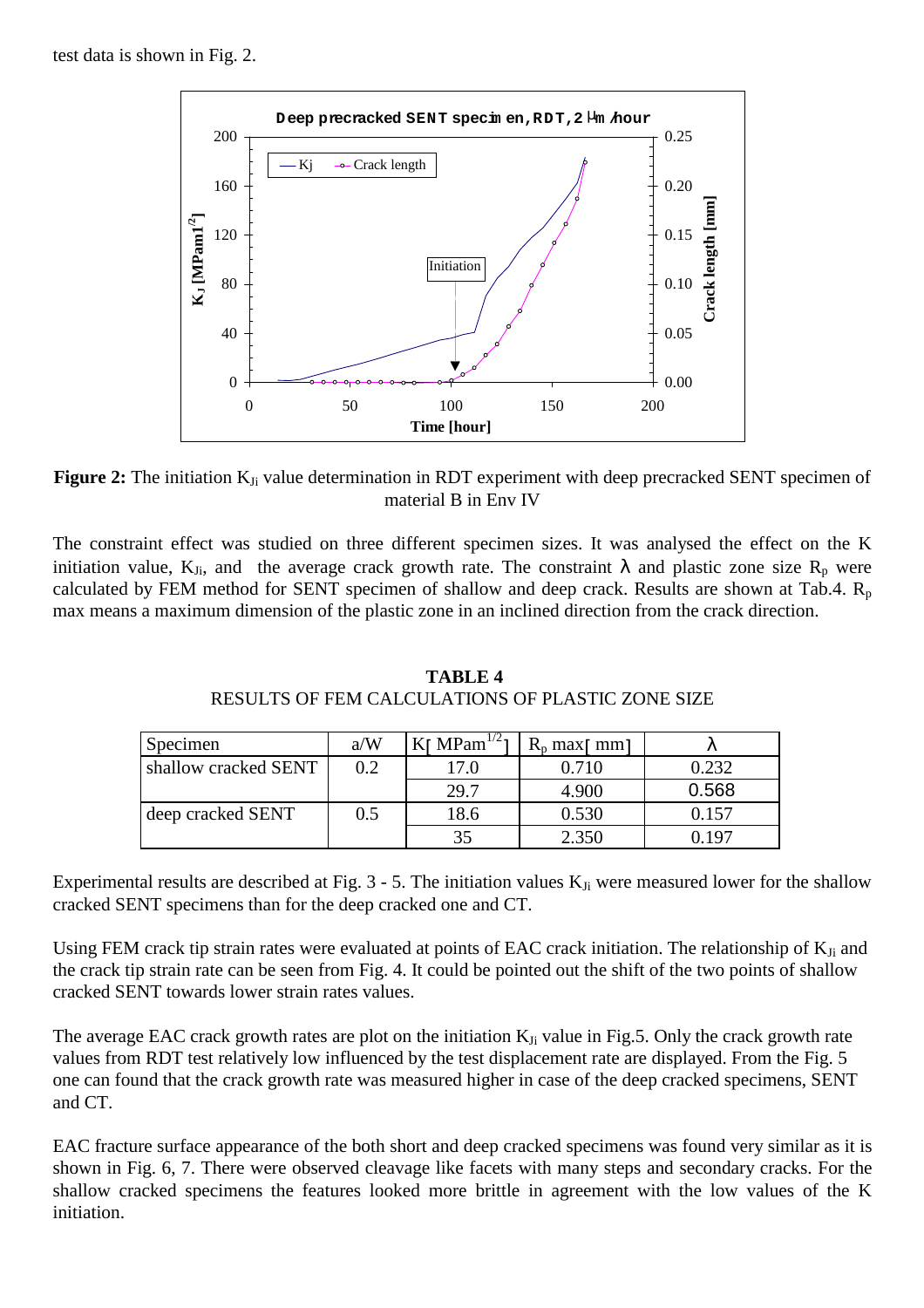test data is shown in Fig. 2.

**Figure 2:** The initiation $K_{Ji}$ value determination in RDT experiment with deep precracked SENT specimen of material B in Env IV

The constraint effect was studied on three different specimen sizes. It was analysed the effect on the K initiation value, $K_{Ji}$, and the average crack growth rate. The constraint $\lambda$ and plastic zone size $R_p$ were calculated by FEM method for SENT specimen of shallow and deep crack. Results are shown at Tab.4. $R_p$ max means a maximum dimension of the plastic zone in an inclined direction from the crack direction.

**TABLE 4**

RESULTS OF FEM CALCULATIONS OF PLASTIC ZONE SIZE

| Specimen | a/W | K[ $MPam^{1/2}$ ] | $R_p$ max[ mm] | $\lambda$ |
|---|---|---|---|---|
| shallow cracked SENT | 0.2 | 17.0 | 0.710 | 0.232 |
| | | 29.7 | 4.900 | 0.568 |
| deep cracked SENT | 0.5 | 18.6 | 0.530 | 0.157 |
| | | 35 | 2.350 | 0.197 |

Experimental results are described at Fig. 3 - 5. The initiation values $K_{Ji}$ were measured lower for the shallow cracked SENT specimens than for the deep cracked one and CT.

Using FEM crack tip strain rates were evaluated at points of EAC crack initiation. The relationship of $K_{Ji}$ and the crack tip strain rate can be seen from Fig. 4. It could be pointed out the shift of the two points of shallow cracked SENT towards lower strain rates values.

The average EAC crack growth rates are plot on the initiation $K_{Ji}$ value in Fig.5. Only the crack growth rate values from RDT test relatively low influenced by the test displacement rate are displayed. From the Fig. 5 one can found that the crack growth rate was measured higher in case of the deep cracked specimens, SENT and CT.

EAC fracture surface appearance of the both short and deep cracked specimens was found very similar as it is shown in Fig. 6, 7. There were observed cleavage like facets with many steps and secondary cracks. For the shallow cracked specimens the features looked more brittle in agreement with the low values of the K initiation.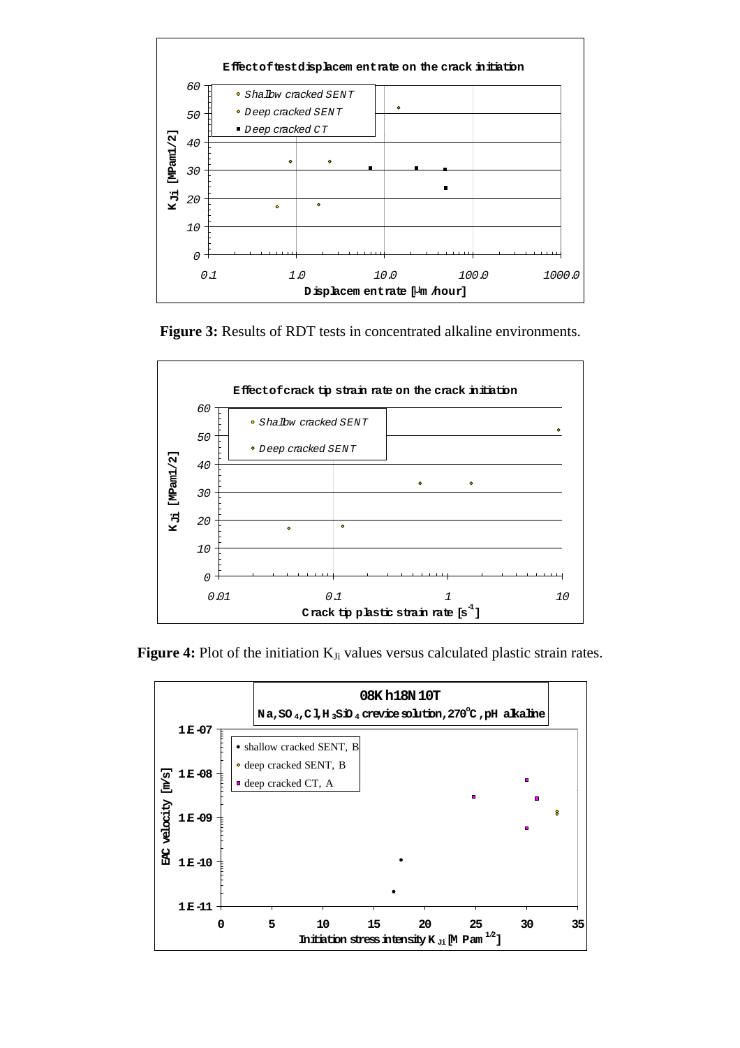**Figure 3:** Results of RDT tests in concentrated alkaline environments.

**Figure 4:** Plot of the initiation $K_{Ji}$ values versus calculated plastic strain rates.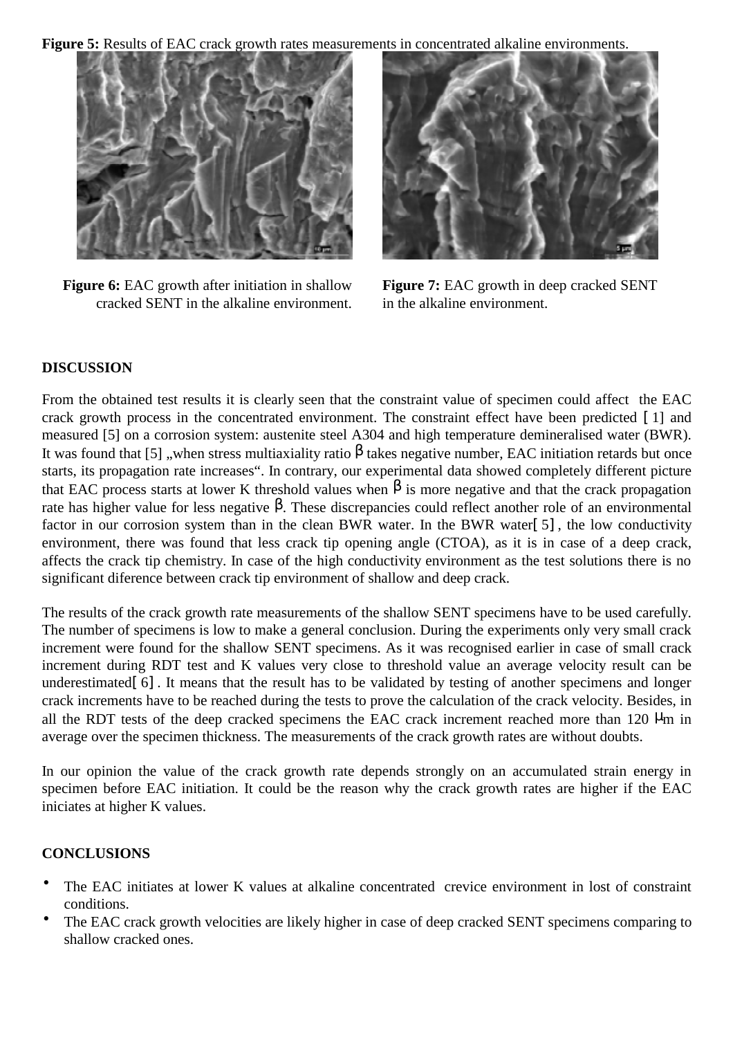**Figure 5:** Results of EAC crack growth rates measurements in concentrated alkaline environments.

**Figure 6:** EAC growth after initiation in shallow cracked SENT in the alkaline environment.

**Figure 7:** EAC growth in deep cracked SENT in the alkaline environment.

**DISCUSSION**

From the obtained test results it is clearly seen that the constraint value of specimen could affect the EAC crack growth process in the concentrated environment. The constraint effect have been predicted [1] and measured [5] on a corrosion system: austenite steel A304 and high temperature demineralised water (BWR). It was found that [5] „when stress multiaxiality ratio $\beta$ takes negative number, EAC initiation retards but once starts, its propagation rate increases". In contrary, our experimental data showed completely different picture that EAC process starts at lower K threshold values when $\beta$ is more negative and that the crack propagation rate has higher value for less negative $\beta$. These discrepancies could reflect another role of an environmental factor in our corrosion system than in the clean BWR water. In the BWR water[5], the low conductivity environment, there was found that less crack tip opening angle (CTOA), as it is in case of a deep crack, affects the crack tip chemistry. In case of the high conductivity environment as the test solutions there is no significant diference between crack tip environment of shallow and deep crack.

The results of the crack growth rate measurements of the shallow SENT specimens have to be used carefully. The number of specimens is low to make a general conclusion. During the experiments only very small crack increment were found for the shallow SENT specimens. As it was recognised earlier in case of small crack increment during RDT test and K values very close to threshold value an average velocity result can be underestimated[6]. It means that the result has to be validated by testing of another specimens and longer crack increments have to be reached during the tests to prove the calculation of the crack velocity. Besides, in all the RDT tests of the deep cracked specimens the EAC crack increment reached more than 120 $\mu$m in average over the specimen thickness. The measurements of the crack growth rates are without doubts.

In our opinion the value of the crack growth rate depends strongly on an accumulated strain energy in specimen before EAC initiation. It could be the reason why the crack growth rates are higher if the EAC iniciates at higher K values.

**CONCLUSIONS**

- The EAC initiates at lower K values at alkaline concentrated crevice environment in lost of constraint conditions.
- The EAC crack growth velocities are likely higher in case of deep cracked SENT specimens comparing to shallow cracked ones.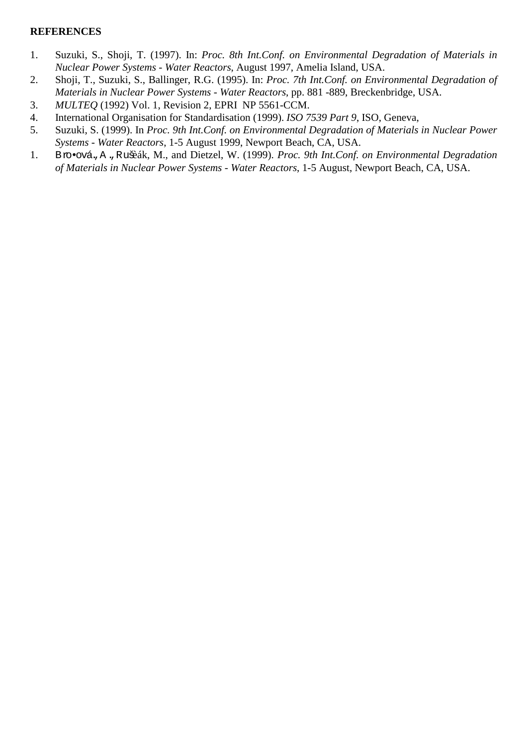**REFERENCES**

1. Suzuki, S., Shoji, T. (1997). In: *Proc. 8th Int.Conf. on Environmental Degradation of Materials in Nuclear Power Systems - Water Reactors*, August 1997, Amelia Island, USA.
2. Shoji, T., Suzuki, S., Ballinger, R.G. (1995). In: *Proc. 7th Int.Conf. on Environmental Degradation of Materials in Nuclear Power Systems - Water Reactors*, pp. 881 -889, Breckenbridge, USA.
3. *MULTEQ* (1992) Vol. 1, Revision 2, EPRI NP 5561-CCM.
4. International Organisation for Standardisation (1999). *ISO 7539 Part 9*, ISO, Geneva,
5. Suzuki, S. (1999). In *Proc. 9th Int.Conf. on Environmental Degradation of Materials in Nuclear Power Systems - Water Reactors*, 1-5 August 1999, Newport Beach, CA, USA.
1. Bro•ová., A ., Rušèák, M., and Dietzel, W. (1999). *Proc. 9th Int.Conf. on Environmental Degradation of Materials in Nuclear Power Systems - Water Reactors*, 1-5 August, Newport Beach, CA, USA.